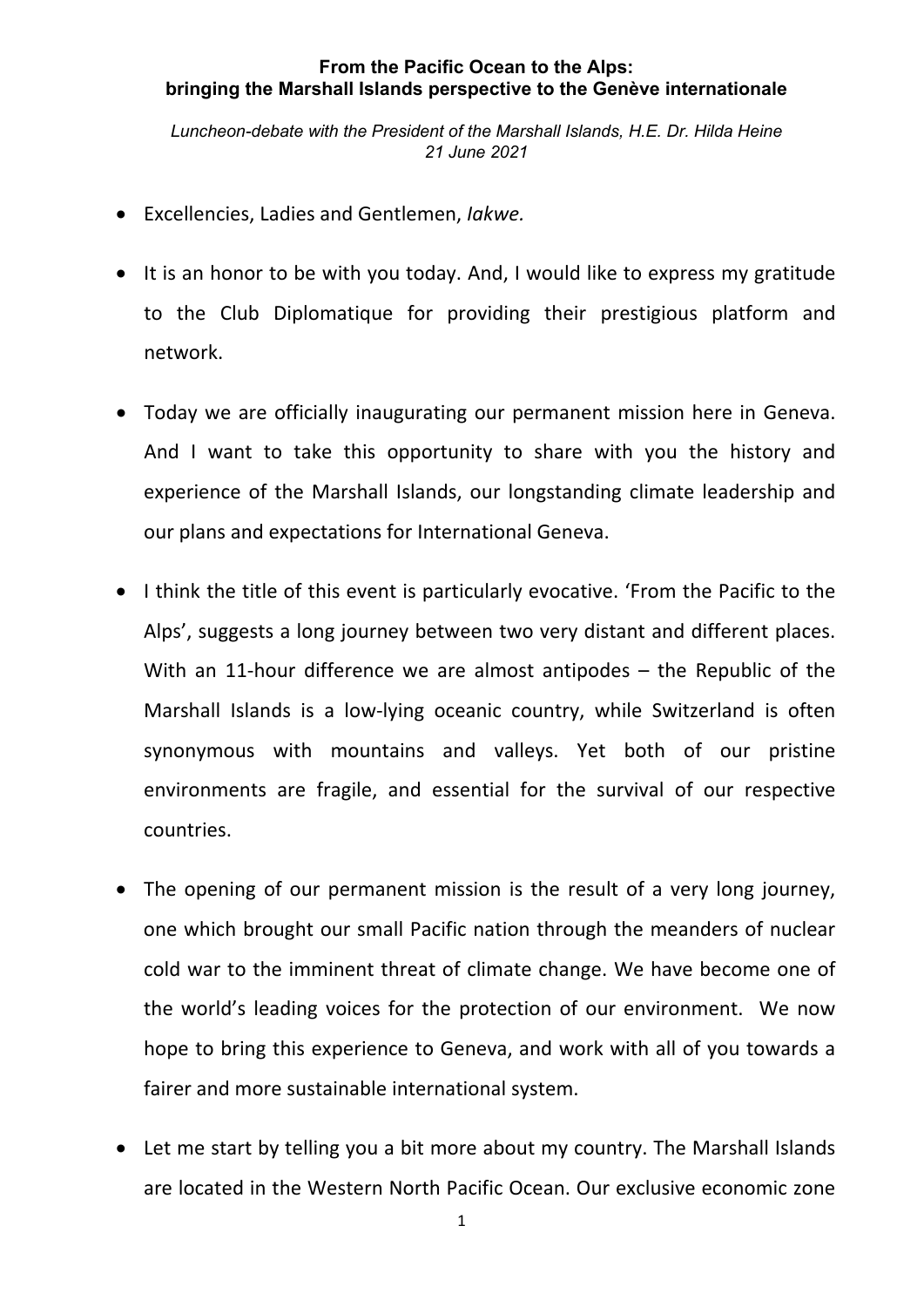**From the Pacific Ocean to the Alps:**
**bringing the Marshall Islands perspective to the Genève internationale**

*Luncheon-debate with the President of the Marshall Islands, H.E. Dr. Hilda Heine*
*21 June 2021*

- Excellencies, Ladies and Gentlemen, *Iakwe.*

- It is an honor to be with you today. And, I would like to express my gratitude to the Club Diplomatique for providing their prestigious platform and network.

- Today we are officially inaugurating our permanent mission here in Geneva. And I want to take this opportunity to share with you the history and experience of the Marshall Islands, our longstanding climate leadership and our plans and expectations for International Geneva.

- I think the title of this event is particularly evocative. 'From the Pacific to the Alps', suggests a long journey between two very distant and different places. With an 11-hour difference we are almost antipodes – the Republic of the Marshall Islands is a low-lying oceanic country, while Switzerland is often synonymous with mountains and valleys. Yet both of our pristine environments are fragile, and essential for the survival of our respective countries.

- The opening of our permanent mission is the result of a very long journey, one which brought our small Pacific nation through the meanders of nuclear cold war to the imminent threat of climate change. We have become one of the world's leading voices for the protection of our environment. We now hope to bring this experience to Geneva, and work with all of you towards a fairer and more sustainable international system.

- Let me start by telling you a bit more about my country. The Marshall Islands are located in the Western North Pacific Ocean. Our exclusive economic zone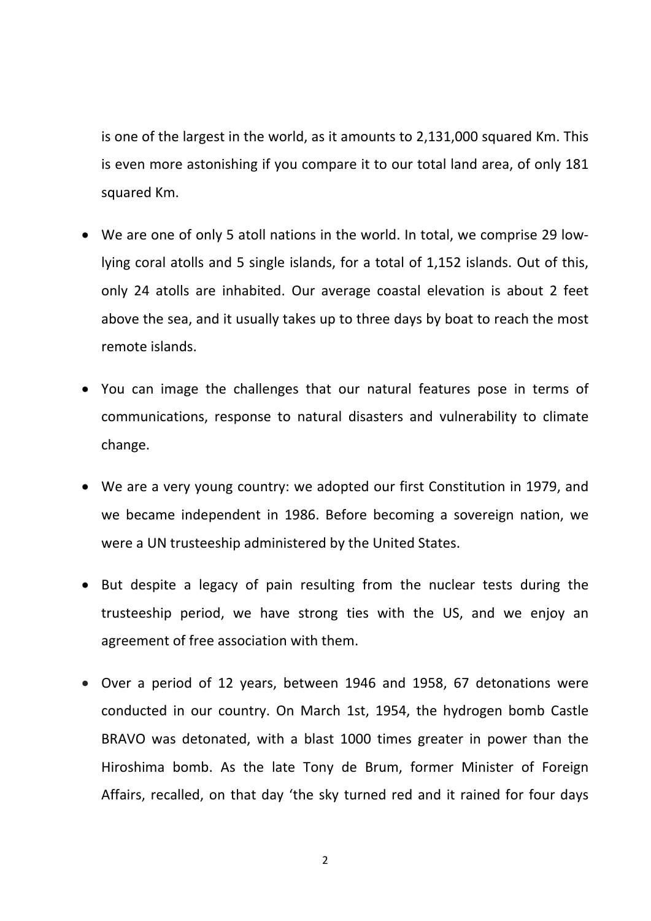is one of the largest in the world, as it amounts to 2,131,000 squared Km. This is even more astonishing if you compare it to our total land area, of only 181 squared Km.

- We are one of only 5 atoll nations in the world. In total, we comprise 29 low-lying coral atolls and 5 single islands, for a total of 1,152 islands. Out of this, only 24 atolls are inhabited. Our average coastal elevation is about 2 feet above the sea, and it usually takes up to three days by boat to reach the most remote islands.

- You can image the challenges that our natural features pose in terms of communications, response to natural disasters and vulnerability to climate change.

- We are a very young country: we adopted our first Constitution in 1979, and we became independent in 1986. Before becoming a sovereign nation, we were a UN trusteeship administered by the United States.

- But despite a legacy of pain resulting from the nuclear tests during the trusteeship period, we have strong ties with the US, and we enjoy an agreement of free association with them.

- Over a period of 12 years, between 1946 and 1958, 67 detonations were conducted in our country. On March 1st, 1954, the hydrogen bomb Castle BRAVO was detonated, with a blast 1000 times greater in power than the Hiroshima bomb. As the late Tony de Brum, former Minister of Foreign Affairs, recalled, on that day 'the sky turned red and it rained for four days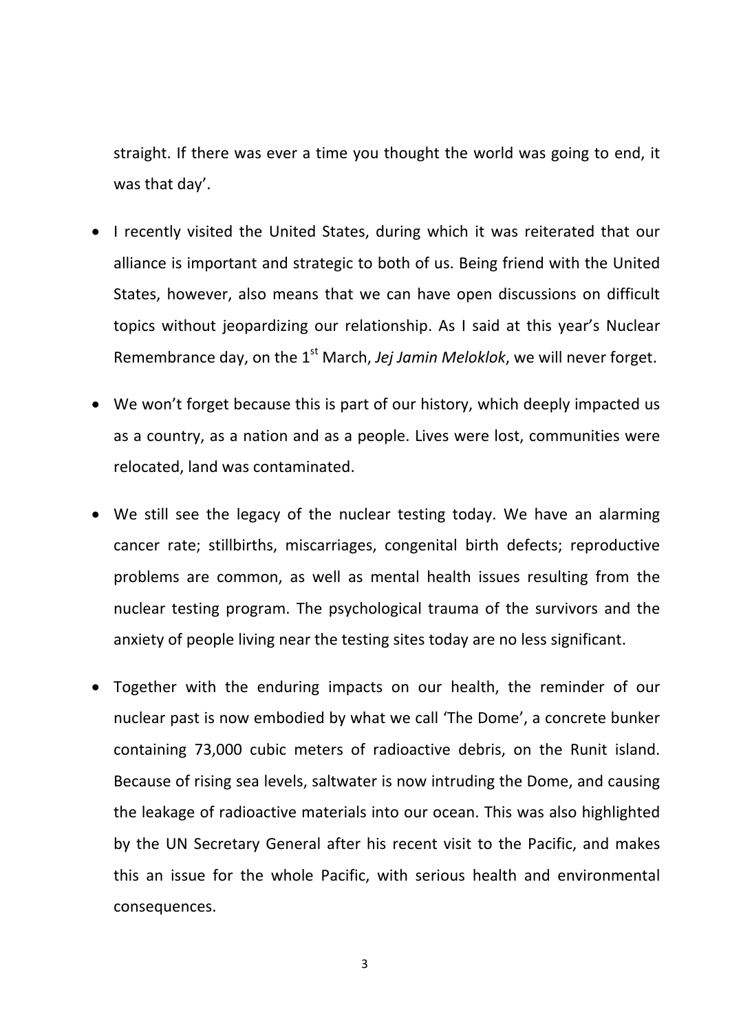straight. If there was ever a time you thought the world was going to end, it was that day'.

- I recently visited the United States, during which it was reiterated that our alliance is important and strategic to both of us. Being friend with the United States, however, also means that we can have open discussions on difficult topics without jeopardizing our relationship. As I said at this year's Nuclear Remembrance day, on the 1st March, *Jej Jamin Meloklok*, we will never forget.
- We won't forget because this is part of our history, which deeply impacted us as a country, as a nation and as a people. Lives were lost, communities were relocated, land was contaminated.
- We still see the legacy of the nuclear testing today. We have an alarming cancer rate; stillbirths, miscarriages, congenital birth defects; reproductive problems are common, as well as mental health issues resulting from the nuclear testing program. The psychological trauma of the survivors and the anxiety of people living near the testing sites today are no less significant.
- Together with the enduring impacts on our health, the reminder of our nuclear past is now embodied by what we call 'The Dome', a concrete bunker containing 73,000 cubic meters of radioactive debris, on the Runit island. Because of rising sea levels, saltwater is now intruding the Dome, and causing the leakage of radioactive materials into our ocean. This was also highlighted by the UN Secretary General after his recent visit to the Pacific, and makes this an issue for the whole Pacific, with serious health and environmental consequences.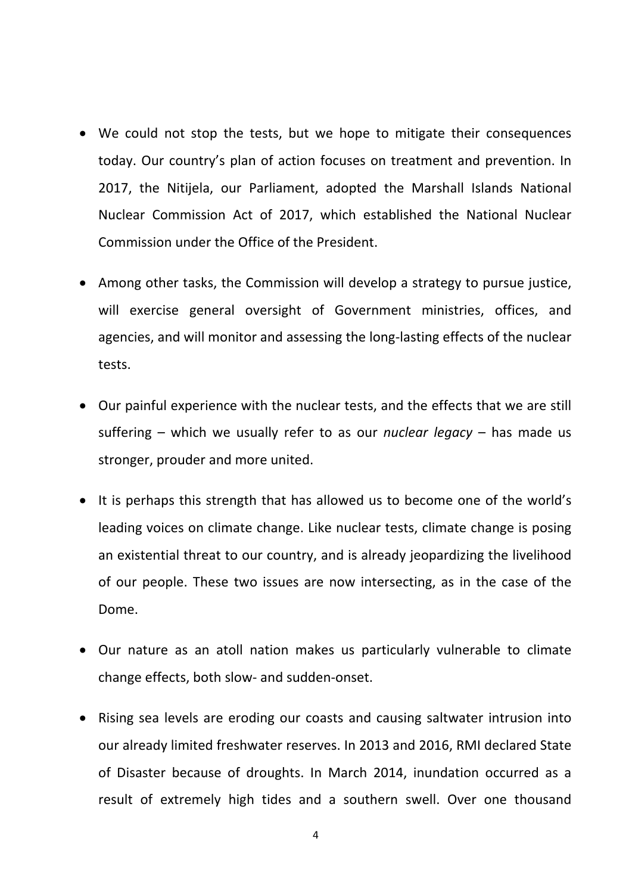- We could not stop the tests, but we hope to mitigate their consequences today. Our country's plan of action focuses on treatment and prevention. In 2017, the Nitijela, our Parliament, adopted the Marshall Islands National Nuclear Commission Act of 2017, which established the National Nuclear Commission under the Office of the President.

- Among other tasks, the Commission will develop a strategy to pursue justice, will exercise general oversight of Government ministries, offices, and agencies, and will monitor and assessing the long-lasting effects of the nuclear tests.

- Our painful experience with the nuclear tests, and the effects that we are still suffering – which we usually refer to as our *nuclear legacy* – has made us stronger, prouder and more united.

- It is perhaps this strength that has allowed us to become one of the world's leading voices on climate change. Like nuclear tests, climate change is posing an existential threat to our country, and is already jeopardizing the livelihood of our people. These two issues are now intersecting, as in the case of the Dome.

- Our nature as an atoll nation makes us particularly vulnerable to climate change effects, both slow- and sudden-onset.

- Rising sea levels are eroding our coasts and causing saltwater intrusion into our already limited freshwater reserves. In 2013 and 2016, RMI declared State of Disaster because of droughts. In March 2014, inundation occurred as a result of extremely high tides and a southern swell. Over one thousand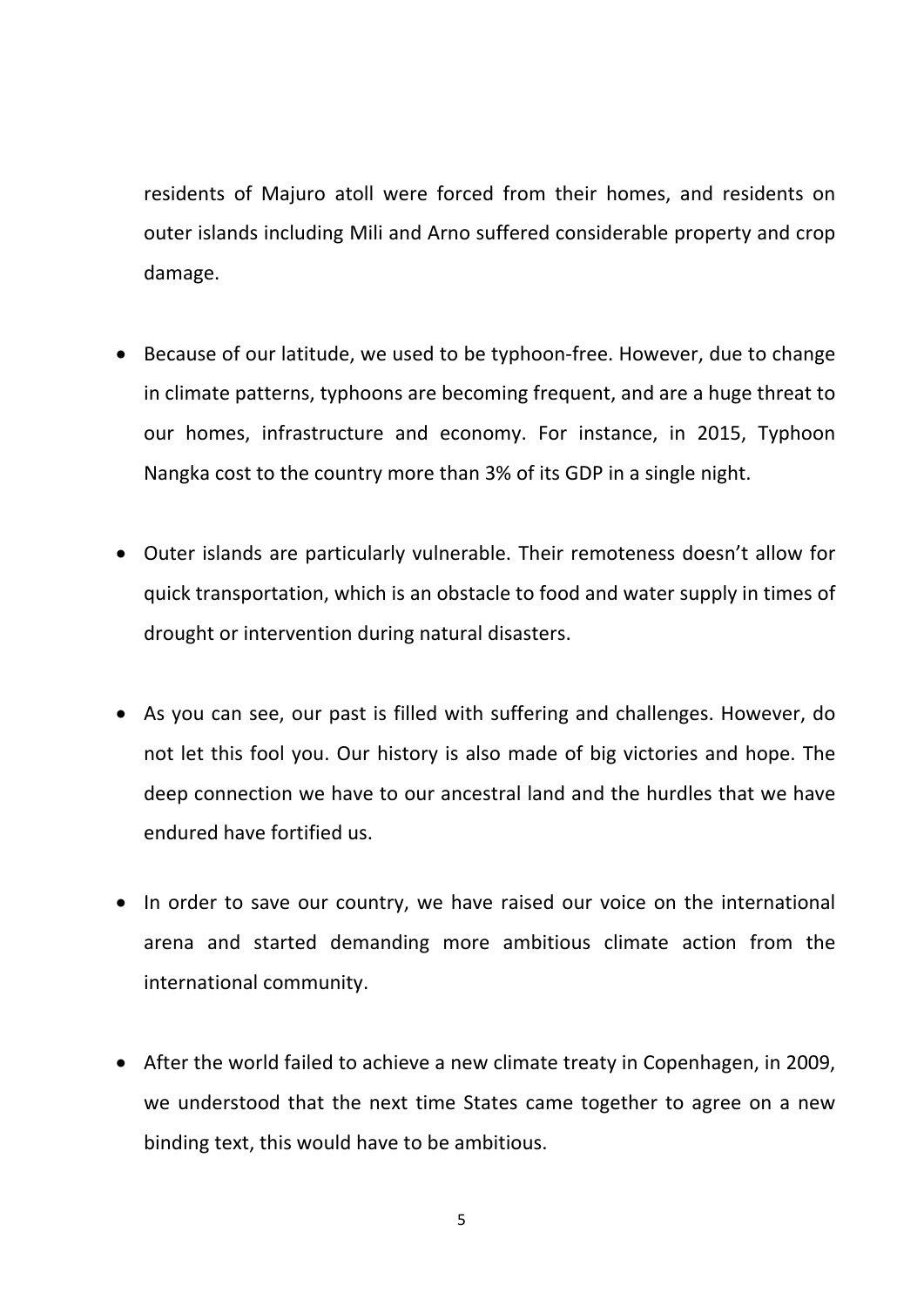residents of Majuro atoll were forced from their homes, and residents on outer islands including Mili and Arno suffered considerable property and crop damage.

- Because of our latitude, we used to be typhoon-free. However, due to change in climate patterns, typhoons are becoming frequent, and are a huge threat to our homes, infrastructure and economy. For instance, in 2015, Typhoon Nangka cost to the country more than 3% of its GDP in a single night.

- Outer islands are particularly vulnerable. Their remoteness doesn't allow for quick transportation, which is an obstacle to food and water supply in times of drought or intervention during natural disasters.

- As you can see, our past is filled with suffering and challenges. However, do not let this fool you. Our history is also made of big victories and hope. The deep connection we have to our ancestral land and the hurdles that we have endured have fortified us.

- In order to save our country, we have raised our voice on the international arena and started demanding more ambitious climate action from the international community.

- After the world failed to achieve a new climate treaty in Copenhagen, in 2009, we understood that the next time States came together to agree on a new binding text, this would have to be ambitious.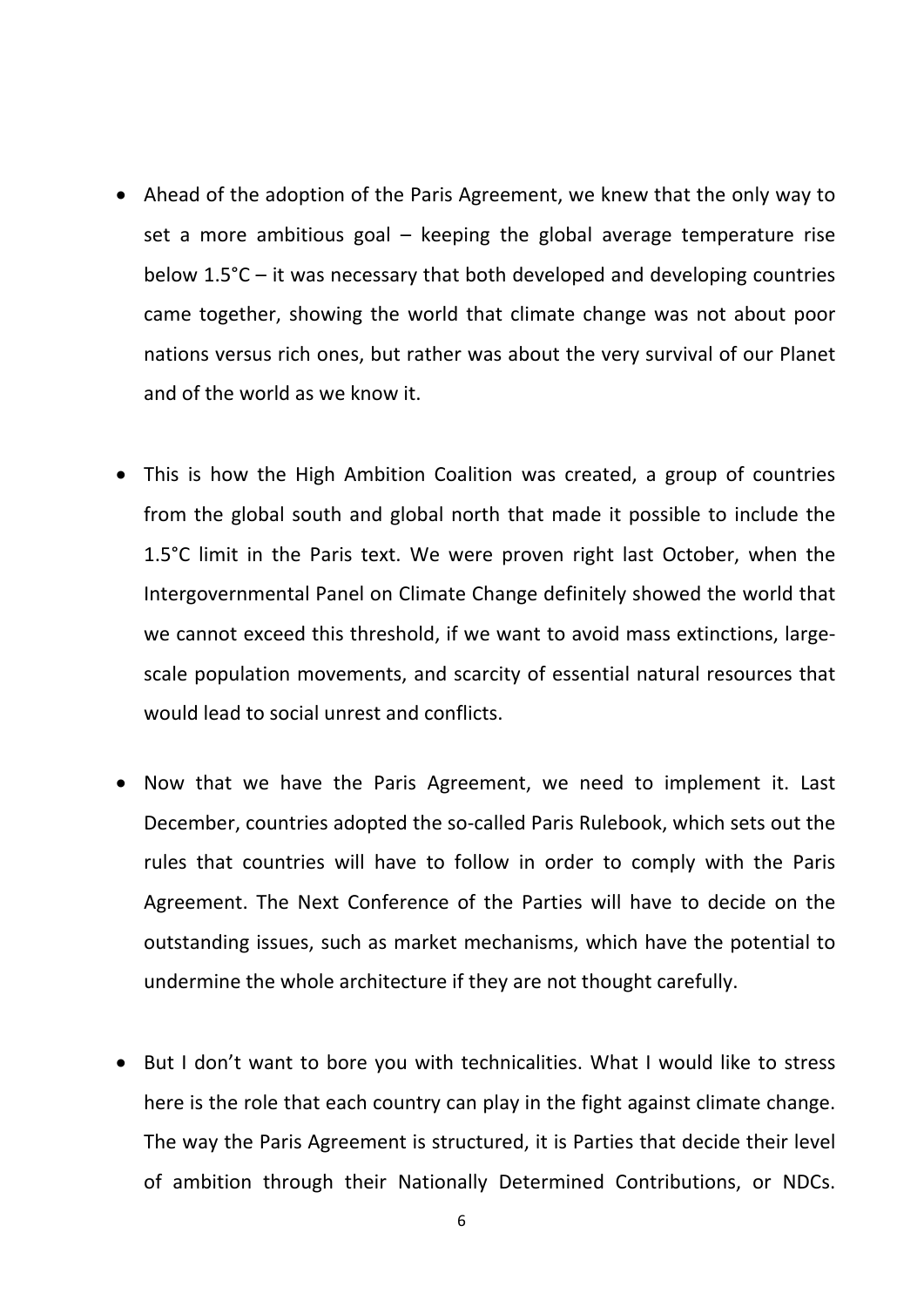- Ahead of the adoption of the Paris Agreement, we knew that the only way to set a more ambitious goal – keeping the global average temperature rise below 1.5°C – it was necessary that both developed and developing countries came together, showing the world that climate change was not about poor nations versus rich ones, but rather was about the very survival of our Planet and of the world as we know it.

- This is how the High Ambition Coalition was created, a group of countries from the global south and global north that made it possible to include the 1.5°C limit in the Paris text. We were proven right last October, when the Intergovernmental Panel on Climate Change definitely showed the world that we cannot exceed this threshold, if we want to avoid mass extinctions, large-scale population movements, and scarcity of essential natural resources that would lead to social unrest and conflicts.

- Now that we have the Paris Agreement, we need to implement it. Last December, countries adopted the so-called Paris Rulebook, which sets out the rules that countries will have to follow in order to comply with the Paris Agreement. The Next Conference of the Parties will have to decide on the outstanding issues, such as market mechanisms, which have the potential to undermine the whole architecture if they are not thought carefully.

- But I don't want to bore you with technicalities. What I would like to stress here is the role that each country can play in the fight against climate change. The way the Paris Agreement is structured, it is Parties that decide their level of ambition through their Nationally Determined Contributions, or NDCs.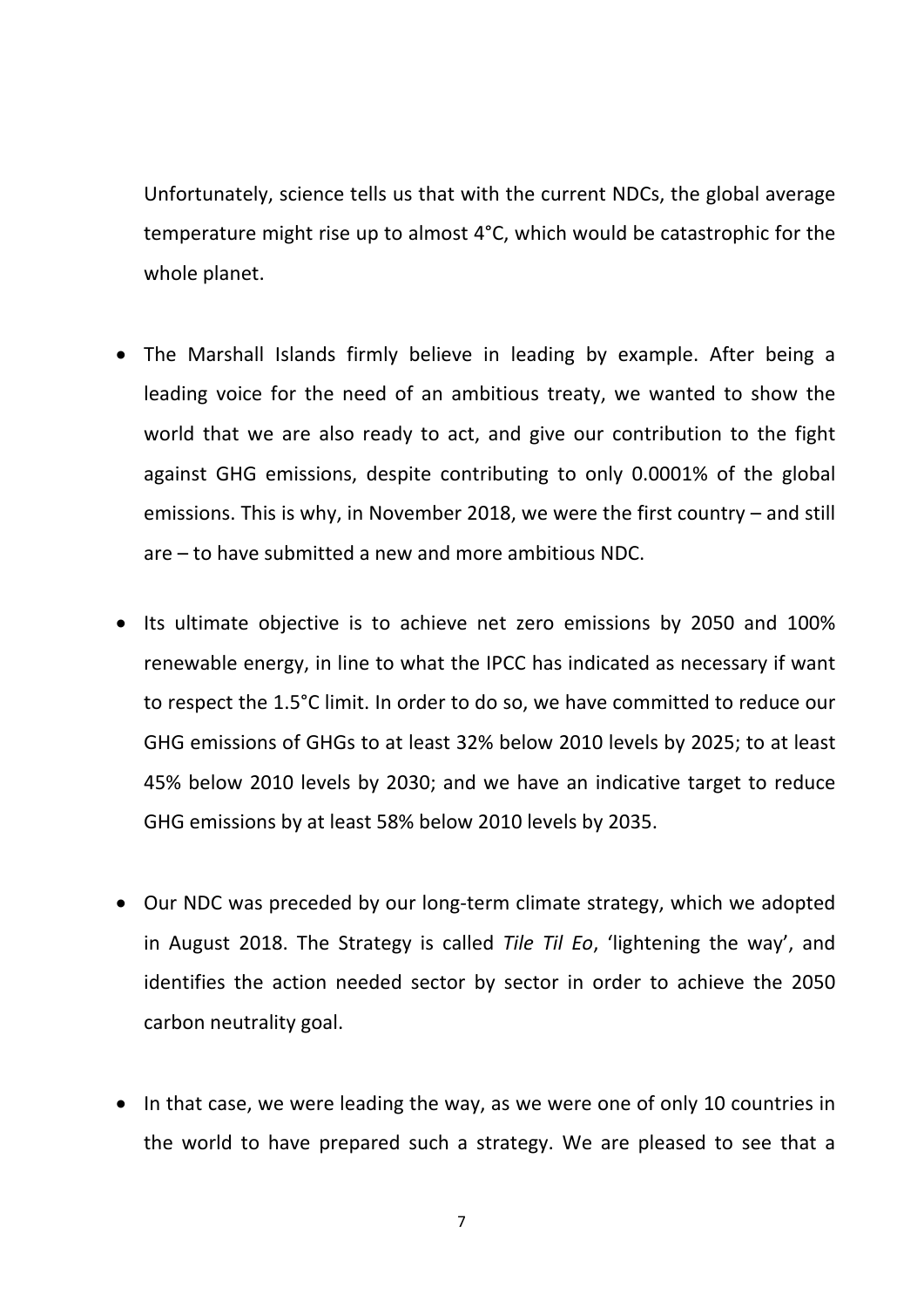Unfortunately, science tells us that with the current NDCs, the global average temperature might rise up to almost 4°C, which would be catastrophic for the whole planet.

- The Marshall Islands firmly believe in leading by example. After being a leading voice for the need of an ambitious treaty, we wanted to show the world that we are also ready to act, and give our contribution to the fight against GHG emissions, despite contributing to only 0.0001% of the global emissions. This is why, in November 2018, we were the first country – and still are – to have submitted a new and more ambitious NDC.

- Its ultimate objective is to achieve net zero emissions by 2050 and 100% renewable energy, in line to what the IPCC has indicated as necessary if want to respect the 1.5°C limit. In order to do so, we have committed to reduce our GHG emissions of GHGs to at least 32% below 2010 levels by 2025; to at least 45% below 2010 levels by 2030; and we have an indicative target to reduce GHG emissions by at least 58% below 2010 levels by 2035.

- Our NDC was preceded by our long-term climate strategy, which we adopted in August 2018. The Strategy is called *Tile Til Eo*, 'lightening the way', and identifies the action needed sector by sector in order to achieve the 2050 carbon neutrality goal.

- In that case, we were leading the way, as we were one of only 10 countries in the world to have prepared such a strategy. We are pleased to see that a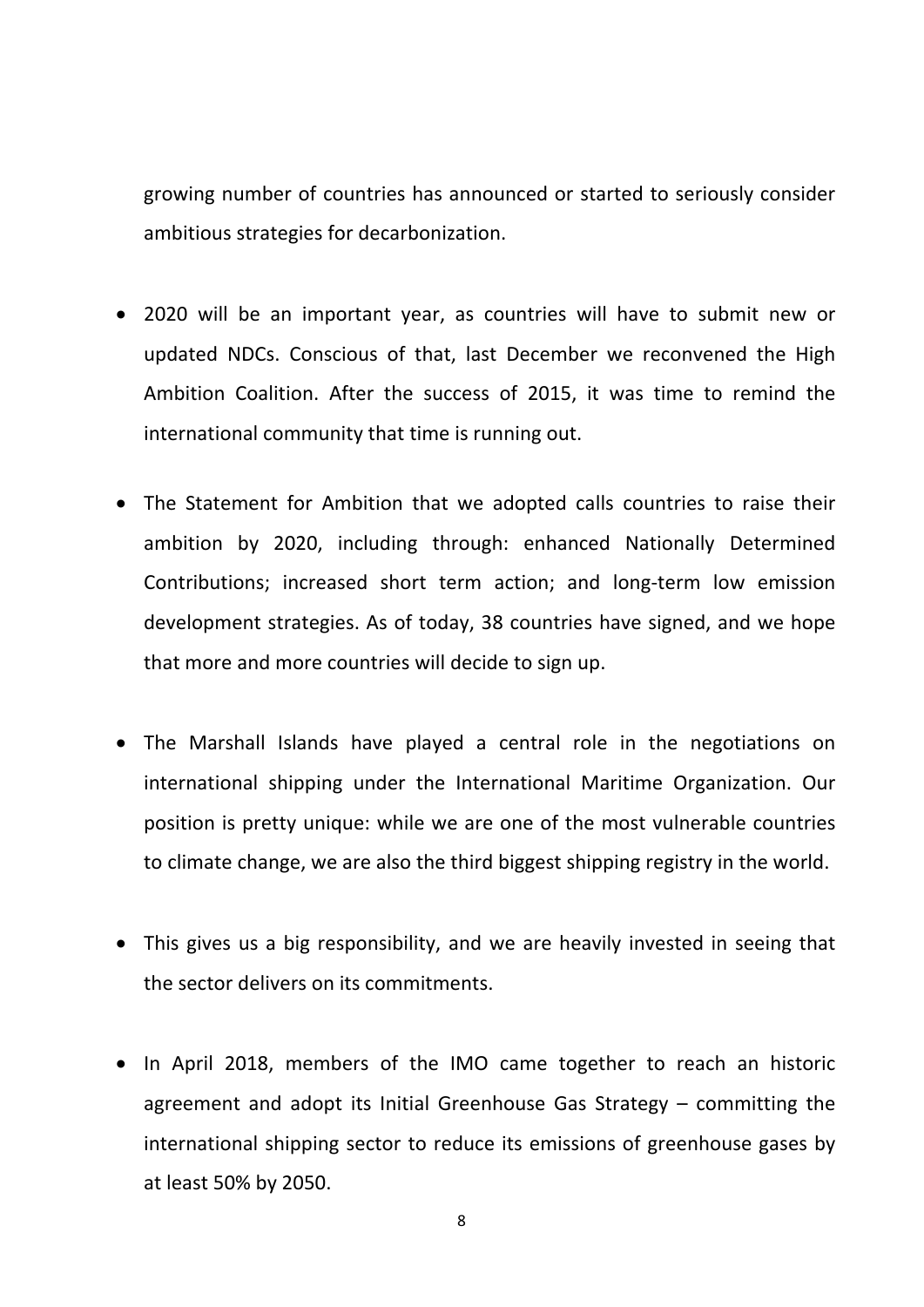growing number of countries has announced or started to seriously consider ambitious strategies for decarbonization.

- 2020 will be an important year, as countries will have to submit new or updated NDCs. Conscious of that, last December we reconvened the High Ambition Coalition. After the success of 2015, it was time to remind the international community that time is running out.

- The Statement for Ambition that we adopted calls countries to raise their ambition by 2020, including through: enhanced Nationally Determined Contributions; increased short term action; and long-term low emission development strategies. As of today, 38 countries have signed, and we hope that more and more countries will decide to sign up.

- The Marshall Islands have played a central role in the negotiations on international shipping under the International Maritime Organization. Our position is pretty unique: while we are one of the most vulnerable countries to climate change, we are also the third biggest shipping registry in the world.

- This gives us a big responsibility, and we are heavily invested in seeing that the sector delivers on its commitments.

- In April 2018, members of the IMO came together to reach an historic agreement and adopt its Initial Greenhouse Gas Strategy – committing the international shipping sector to reduce its emissions of greenhouse gases by at least 50% by 2050.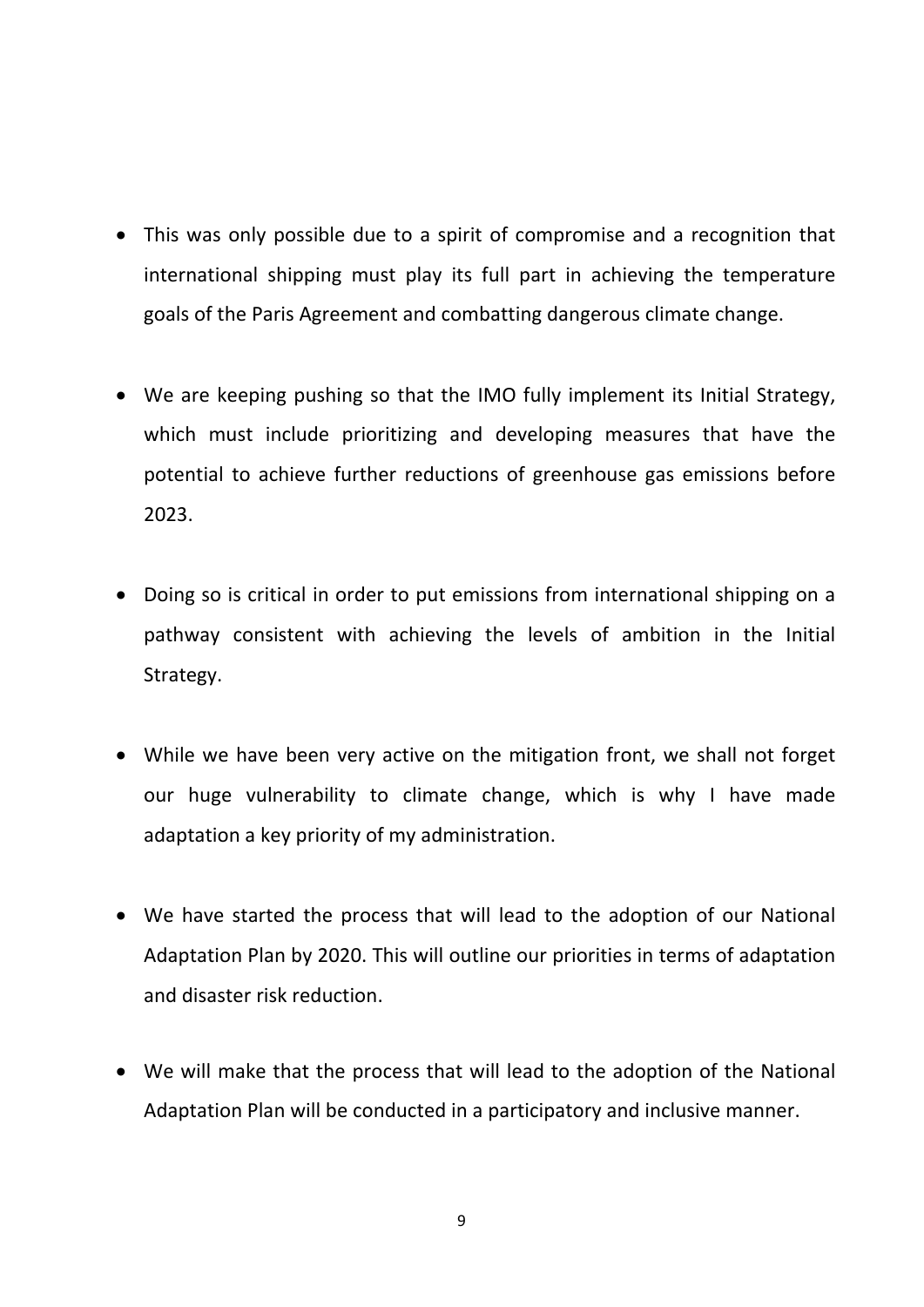- This was only possible due to a spirit of compromise and a recognition that international shipping must play its full part in achieving the temperature goals of the Paris Agreement and combatting dangerous climate change.

- We are keeping pushing so that the IMO fully implement its Initial Strategy, which must include prioritizing and developing measures that have the potential to achieve further reductions of greenhouse gas emissions before 2023.

- Doing so is critical in order to put emissions from international shipping on a pathway consistent with achieving the levels of ambition in the Initial Strategy.

- While we have been very active on the mitigation front, we shall not forget our huge vulnerability to climate change, which is why I have made adaptation a key priority of my administration.

- We have started the process that will lead to the adoption of our National Adaptation Plan by 2020. This will outline our priorities in terms of adaptation and disaster risk reduction.

- We will make that the process that will lead to the adoption of the National Adaptation Plan will be conducted in a participatory and inclusive manner.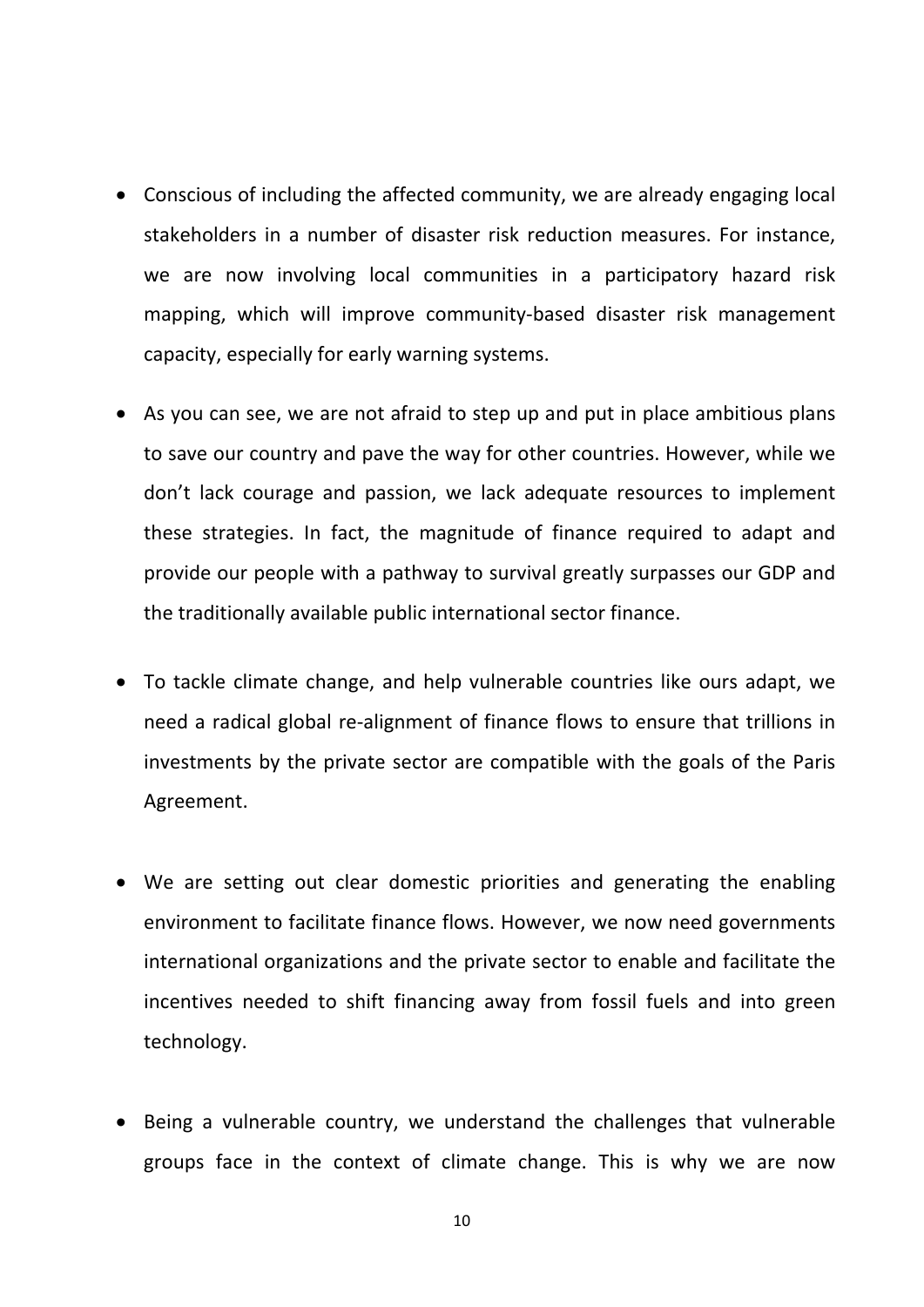- Conscious of including the affected community, we are already engaging local stakeholders in a number of disaster risk reduction measures. For instance, we are now involving local communities in a participatory hazard risk mapping, which will improve community-based disaster risk management capacity, especially for early warning systems.

- As you can see, we are not afraid to step up and put in place ambitious plans to save our country and pave the way for other countries. However, while we don't lack courage and passion, we lack adequate resources to implement these strategies. In fact, the magnitude of finance required to adapt and provide our people with a pathway to survival greatly surpasses our GDP and the traditionally available public international sector finance.

- To tackle climate change, and help vulnerable countries like ours adapt, we need a radical global re-alignment of finance flows to ensure that trillions in investments by the private sector are compatible with the goals of the Paris Agreement.

- We are setting out clear domestic priorities and generating the enabling environment to facilitate finance flows. However, we now need governments international organizations and the private sector to enable and facilitate the incentives needed to shift financing away from fossil fuels and into green technology.

- Being a vulnerable country, we understand the challenges that vulnerable groups face in the context of climate change. This is why we are now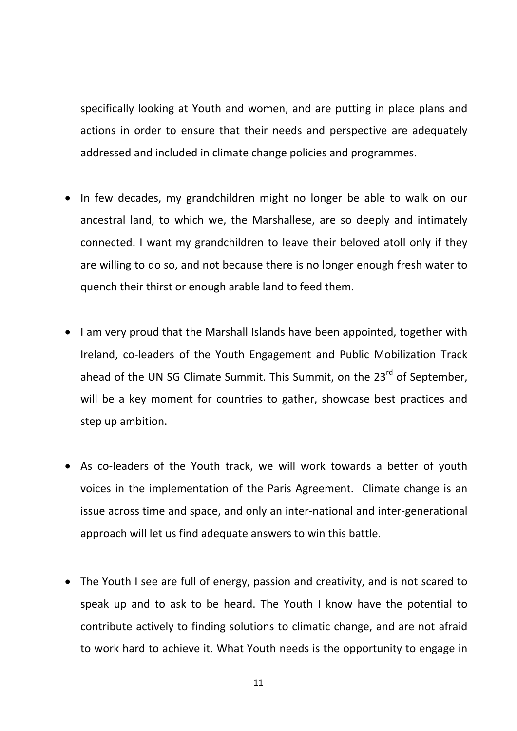specifically looking at Youth and women, and are putting in place plans and actions in order to ensure that their needs and perspective are adequately addressed and included in climate change policies and programmes.

- In few decades, my grandchildren might no longer be able to walk on our ancestral land, to which we, the Marshallese, are so deeply and intimately connected. I want my grandchildren to leave their beloved atoll only if they are willing to do so, and not because there is no longer enough fresh water to quench their thirst or enough arable land to feed them.

- I am very proud that the Marshall Islands have been appointed, together with Ireland, co-leaders of the Youth Engagement and Public Mobilization Track ahead of the UN SG Climate Summit. This Summit, on the 23rd of September, will be a key moment for countries to gather, showcase best practices and step up ambition.

- As co-leaders of the Youth track, we will work towards a better of youth voices in the implementation of the Paris Agreement. Climate change is an issue across time and space, and only an inter-national and inter-generational approach will let us find adequate answers to win this battle.

- The Youth I see are full of energy, passion and creativity, and is not scared to speak up and to ask to be heard. The Youth I know have the potential to contribute actively to finding solutions to climatic change, and are not afraid to work hard to achieve it. What Youth needs is the opportunity to engage in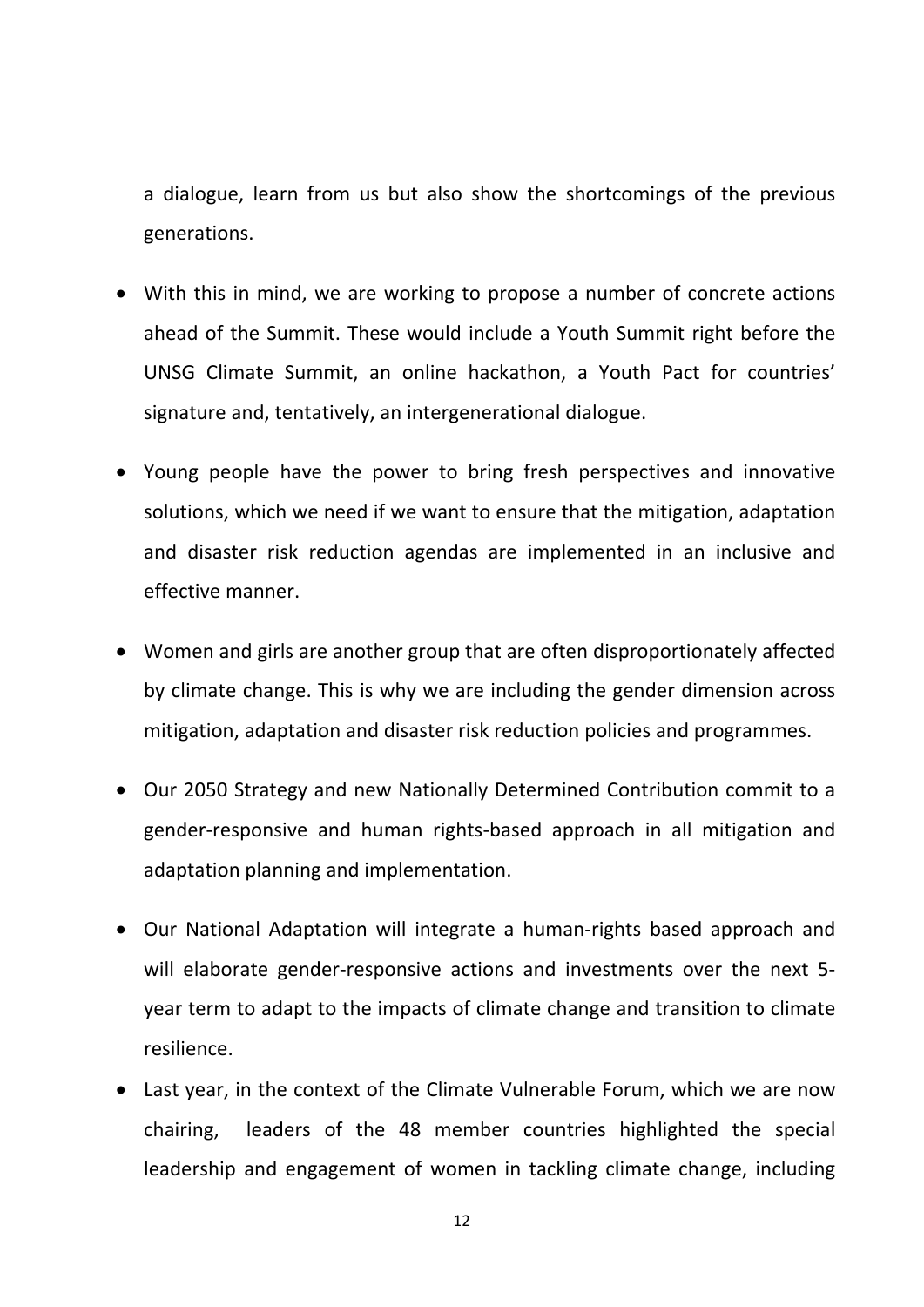a dialogue, learn from us but also show the shortcomings of the previous generations.

- With this in mind, we are working to propose a number of concrete actions ahead of the Summit. These would include a Youth Summit right before the UNSG Climate Summit, an online hackathon, a Youth Pact for countries' signature and, tentatively, an intergenerational dialogue.

- Young people have the power to bring fresh perspectives and innovative solutions, which we need if we want to ensure that the mitigation, adaptation and disaster risk reduction agendas are implemented in an inclusive and effective manner.

- Women and girls are another group that are often disproportionately affected by climate change. This is why we are including the gender dimension across mitigation, adaptation and disaster risk reduction policies and programmes.

- Our 2050 Strategy and new Nationally Determined Contribution commit to a gender-responsive and human rights-based approach in all mitigation and adaptation planning and implementation.

- Our National Adaptation will integrate a human-rights based approach and will elaborate gender-responsive actions and investments over the next 5-year term to adapt to the impacts of climate change and transition to climate resilience.

- Last year, in the context of the Climate Vulnerable Forum, which we are now chairing, leaders of the 48 member countries highlighted the special leadership and engagement of women in tackling climate change, including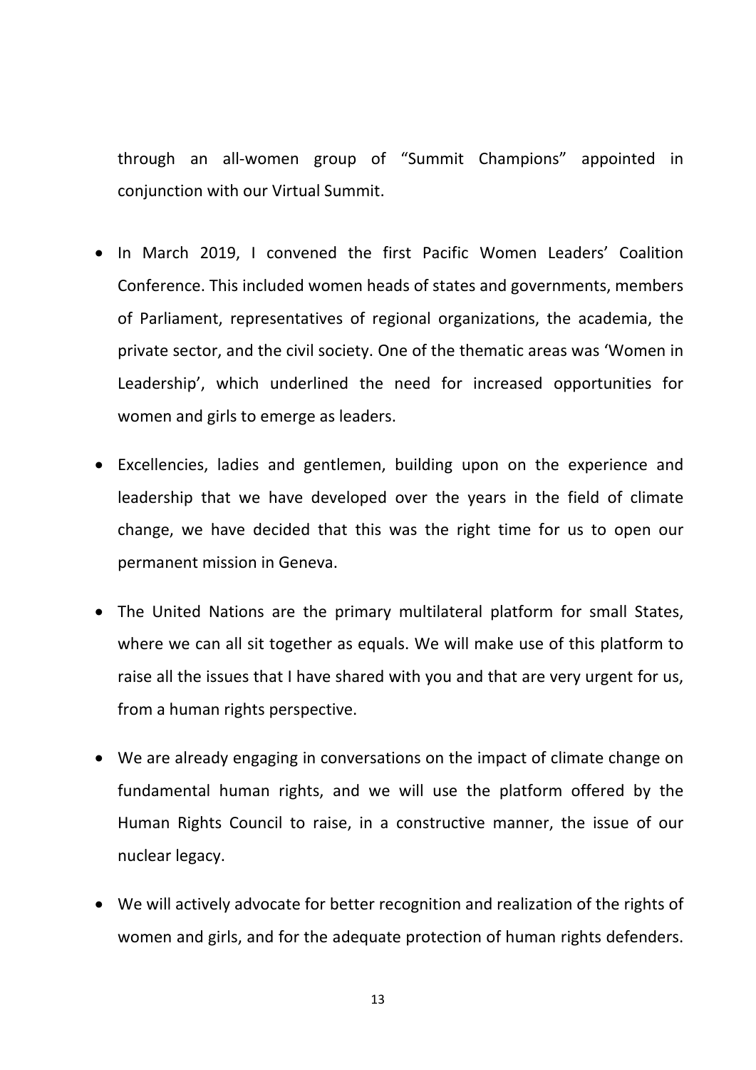through an all-women group of "Summit Champions" appointed in conjunction with our Virtual Summit.

- In March 2019, I convened the first Pacific Women Leaders' Coalition Conference. This included women heads of states and governments, members of Parliament, representatives of regional organizations, the academia, the private sector, and the civil society. One of the thematic areas was 'Women in Leadership', which underlined the need for increased opportunities for women and girls to emerge as leaders.

- Excellencies, ladies and gentlemen, building upon on the experience and leadership that we have developed over the years in the field of climate change, we have decided that this was the right time for us to open our permanent mission in Geneva.

- The United Nations are the primary multilateral platform for small States, where we can all sit together as equals. We will make use of this platform to raise all the issues that I have shared with you and that are very urgent for us, from a human rights perspective.

- We are already engaging in conversations on the impact of climate change on fundamental human rights, and we will use the platform offered by the Human Rights Council to raise, in a constructive manner, the issue of our nuclear legacy.

- We will actively advocate for better recognition and realization of the rights of women and girls, and for the adequate protection of human rights defenders.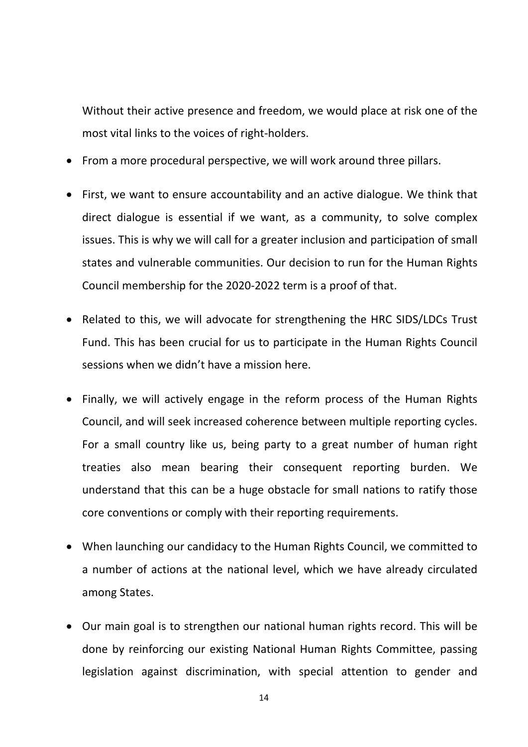Without their active presence and freedom, we would place at risk one of the most vital links to the voices of right-holders.

- From a more procedural perspective, we will work around three pillars.
- First, we want to ensure accountability and an active dialogue. We think that direct dialogue is essential if we want, as a community, to solve complex issues. This is why we will call for a greater inclusion and participation of small states and vulnerable communities. Our decision to run for the Human Rights Council membership for the 2020-2022 term is a proof of that.
- Related to this, we will advocate for strengthening the HRC SIDS/LDCs Trust Fund. This has been crucial for us to participate in the Human Rights Council sessions when we didn't have a mission here.
- Finally, we will actively engage in the reform process of the Human Rights Council, and will seek increased coherence between multiple reporting cycles. For a small country like us, being party to a great number of human right treaties also mean bearing their consequent reporting burden. We understand that this can be a huge obstacle for small nations to ratify those core conventions or comply with their reporting requirements.
- When launching our candidacy to the Human Rights Council, we committed to a number of actions at the national level, which we have already circulated among States.
- Our main goal is to strengthen our national human rights record. This will be done by reinforcing our existing National Human Rights Committee, passing legislation against discrimination, with special attention to gender and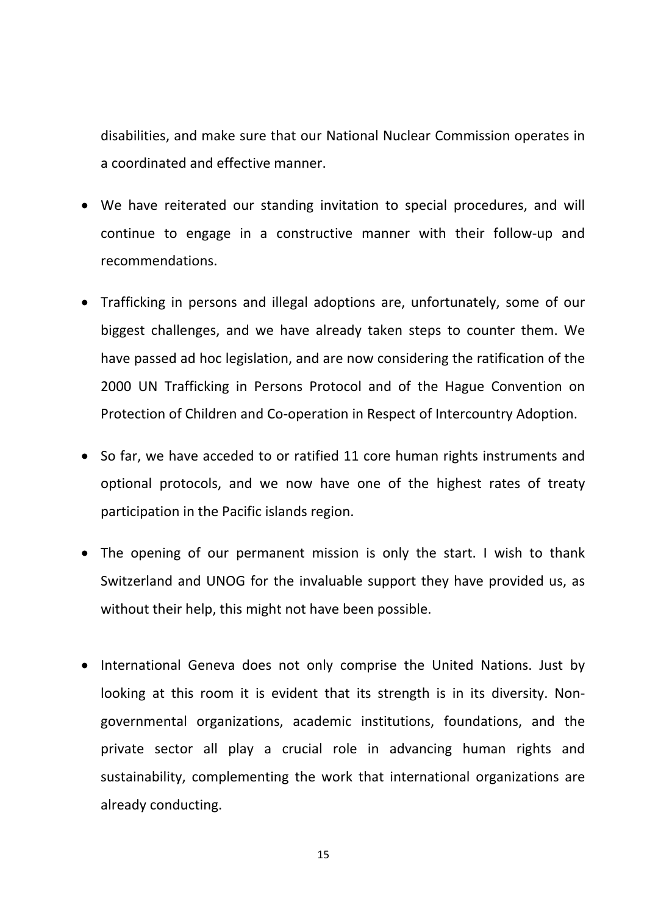disabilities, and make sure that our National Nuclear Commission operates in a coordinated and effective manner.

- We have reiterated our standing invitation to special procedures, and will continue to engage in a constructive manner with their follow-up and recommendations.

- Trafficking in persons and illegal adoptions are, unfortunately, some of our biggest challenges, and we have already taken steps to counter them. We have passed ad hoc legislation, and are now considering the ratification of the 2000 UN Trafficking in Persons Protocol and of the Hague Convention on Protection of Children and Co-operation in Respect of Intercountry Adoption.

- So far, we have acceded to or ratified 11 core human rights instruments and optional protocols, and we now have one of the highest rates of treaty participation in the Pacific islands region.

- The opening of our permanent mission is only the start. I wish to thank Switzerland and UNOG for the invaluable support they have provided us, as without their help, this might not have been possible.

- International Geneva does not only comprise the United Nations. Just by looking at this room it is evident that its strength is in its diversity. Non-governmental organizations, academic institutions, foundations, and the private sector all play a crucial role in advancing human rights and sustainability, complementing the work that international organizations are already conducting.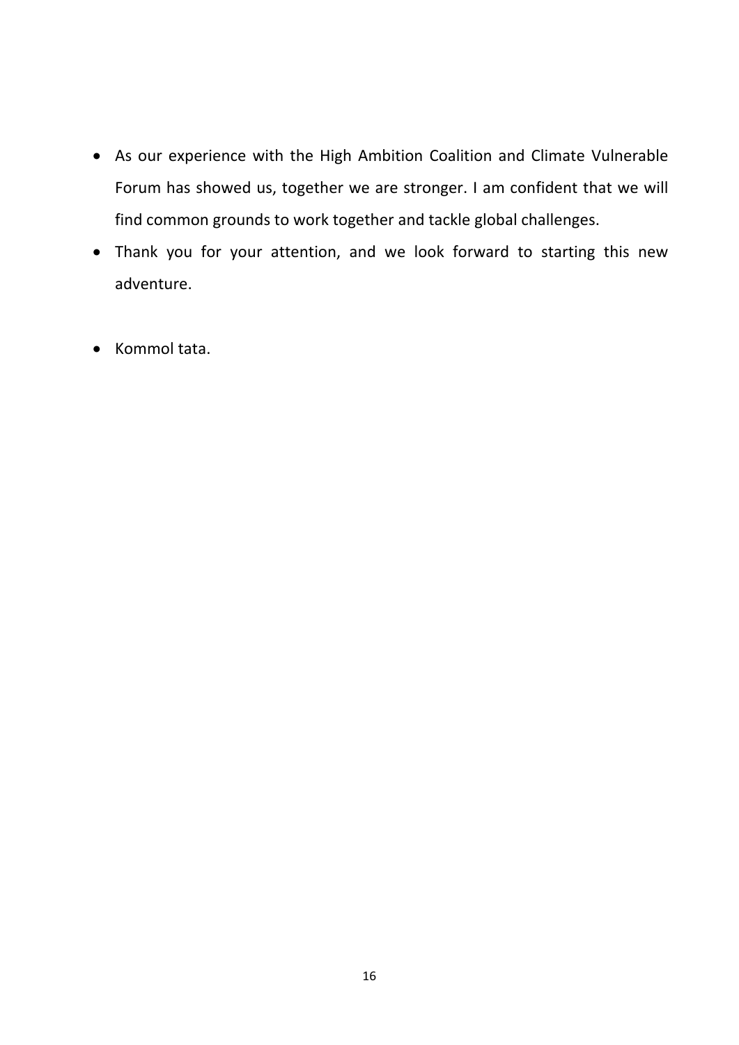- As our experience with the High Ambition Coalition and Climate Vulnerable Forum has showed us, together we are stronger. I am confident that we will find common grounds to work together and tackle global challenges.
- Thank you for your attention, and we look forward to starting this new adventure.
- Kommol tata.